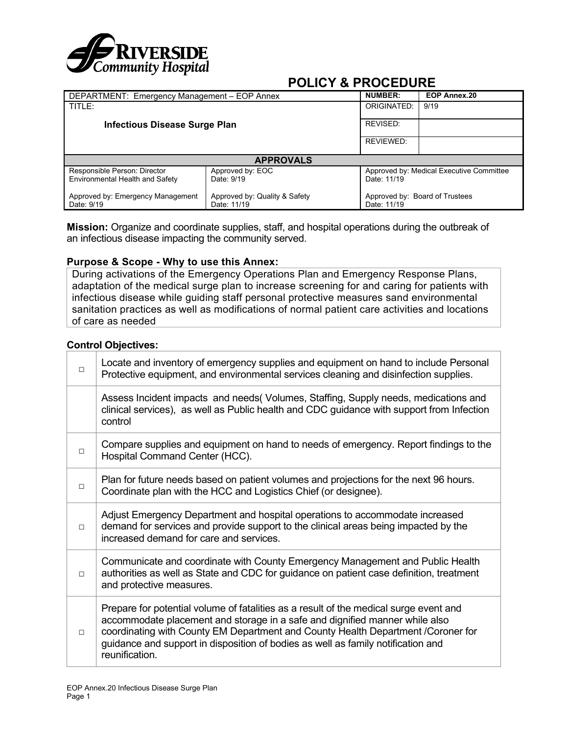Riverside Community Hospital

# POLICY & PROCEDURE

| DEPARTMENT: Emergency Management – EOP Annex | | NUMBER: | EOP Annex.20 |
|---|---|---|---|
| TITLE: **Infectious Disease Surge Plan** | | ORIGINATED: | 9/19 |
| | | REVISED: | |
| | | REVIEWED: | |
| **APPROVALS** | | | |
| Responsible Person: Director Environmental Health and Safety | Approved by: EOC Date: 9/19 | Approved by: Medical Executive Committee Date: 11/19 | |
| Approved by: Emergency Management Date: 9/19 | Approved by: Quality & Safety Date: 11/19 | Approved by: Board of Trustees Date: 11/19 | |

**Mission:** Organize and coordinate supplies, staff, and hospital operations during the outbreak of an infectious disease impacting the community served.

**Purpose & Scope - Why to use this Annex:**

During activations of the Emergency Operations Plan and Emergency Response Plans, adaptation of the medical surge plan to increase screening for and caring for patients with infectious disease while guiding staff personal protective measures sand environmental sanitation practices as well as modifications of normal patient care activities and locations of care as needed

**Control Objectives:**

| | |
|---|---|
| □ | Locate and inventory of emergency supplies and equipment on hand to include Personal Protective equipment, and environmental services cleaning and disinfection supplies. |
| | Assess Incident impacts and needs( Volumes, Staffing, Supply needs, medications and clinical services), as well as Public health and CDC guidance with support from Infection control |
| □ | Compare supplies and equipment on hand to needs of emergency. Report findings to the Hospital Command Center (HCC). |
| □ | Plan for future needs based on patient volumes and projections for the next 96 hours. Coordinate plan with the HCC and Logistics Chief (or designee). |
| □ | Adjust Emergency Department and hospital operations to accommodate increased demand for services and provide support to the clinical areas being impacted by the increased demand for care and services. |
| □ | Communicate and coordinate with County Emergency Management and Public Health authorities as well as State and CDC for guidance on patient case definition, treatment and protective measures. |
| □ | Prepare for potential volume of fatalities as a result of the medical surge event and accommodate placement and storage in a safe and dignified manner while also coordinating with County EM Department and County Health Department /Coroner for guidance and support in disposition of bodies as well as family notification and reunification. |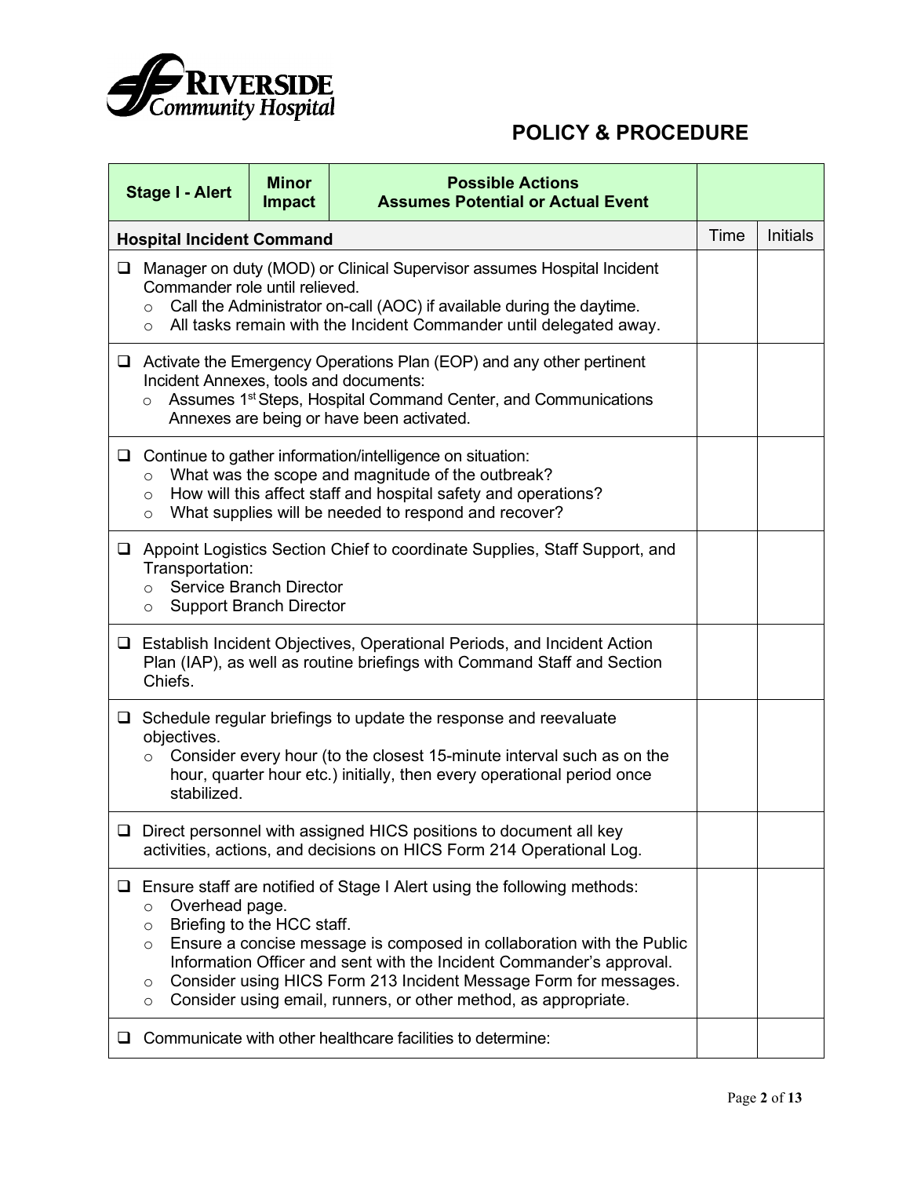# POLICY & PROCEDURE

| Stage I - Alert | Minor Impact | Possible Actions<br>Assumes Potential or Actual Event | | |
|---|---|---|---|---|
| **Hospital Incident Command** | | | Time | Initials |
| ❑ Manager on duty (MOD) or Clinical Supervisor assumes Hospital Incident Commander role until relieved.<br>○ Call the Administrator on-call (AOC) if available during the daytime.<br>○ All tasks remain with the Incident Commander until delegated away. | | | | |
| ❑ Activate the Emergency Operations Plan (EOP) and any other pertinent Incident Annexes, tools and documents:<br>○ Assumes 1st Steps, Hospital Command Center, and Communications Annexes are being or have been activated. | | | | |
| ❑ Continue to gather information/intelligence on situation:<br>○ What was the scope and magnitude of the outbreak?<br>○ How will this affect staff and hospital safety and operations?<br>○ What supplies will be needed to respond and recover? | | | | |
| ❑ Appoint Logistics Section Chief to coordinate Supplies, Staff Support, and Transportation:<br>○ Service Branch Director<br>○ Support Branch Director | | | | |
| ❑ Establish Incident Objectives, Operational Periods, and Incident Action Plan (IAP), as well as routine briefings with Command Staff and Section Chiefs. | | | | |
| ❑ Schedule regular briefings to update the response and reevaluate objectives.<br>○ Consider every hour (to the closest 15-minute interval such as on the hour, quarter hour etc.) initially, then every operational period once stabilized. | | | | |
| ❑ Direct personnel with assigned HICS positions to document all key activities, actions, and decisions on HICS Form 214 Operational Log. | | | | |
| ❑ Ensure staff are notified of Stage I Alert using the following methods:<br>○ Overhead page.<br>○ Briefing to the HCC staff.<br>○ Ensure a concise message is composed in collaboration with the Public Information Officer and sent with the Incident Commander's approval.<br>○ Consider using HICS Form 213 Incident Message Form for messages.<br>○ Consider using email, runners, or other method, as appropriate. | | | | |
| ❑ Communicate with other healthcare facilities to determine: | | | | |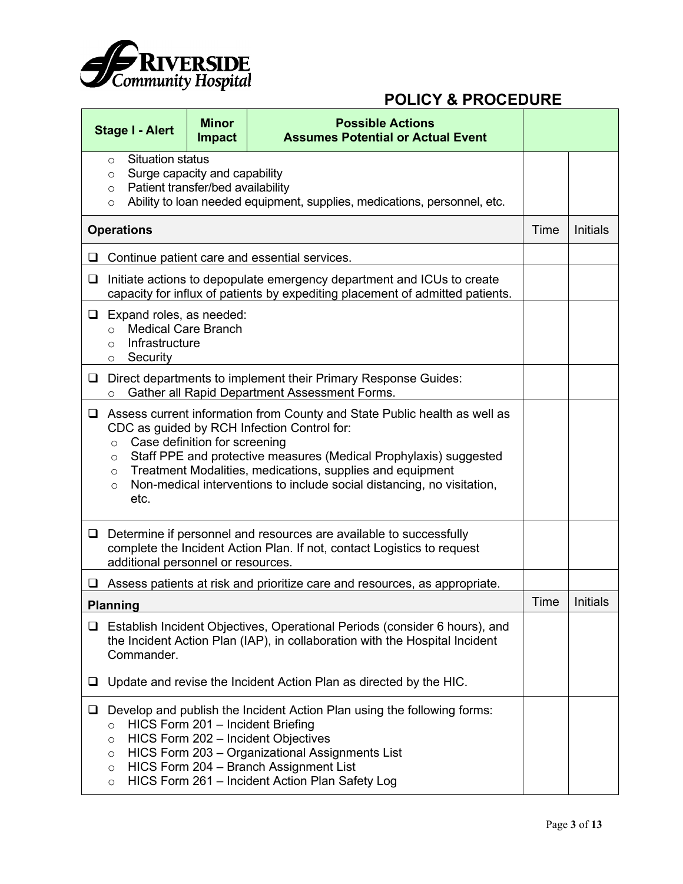# POLICY & PROCEDURE

| Stage I - Alert | Minor Impact | Possible Actions<br>Assumes Potential or Actual Event | | |
|---|---|---|---|---|
| ○ Situation status<br>○ Surge capacity and capability<br>○ Patient transfer/bed availability<br>○ Ability to loan needed equipment, supplies, medications, personnel, etc. | | | | |
| **Operations** | | | Time | Initials |
| ❑ Continue patient care and essential services. | | | | |
| ❑ Initiate actions to depopulate emergency department and ICUs to create capacity for influx of patients by expediting placement of admitted patients. | | | | |
| ❑ Expand roles, as needed:<br>○ Medical Care Branch<br>○ Infrastructure<br>○ Security | | | | |
| ❑ Direct departments to implement their Primary Response Guides:<br>○ Gather all Rapid Department Assessment Forms. | | | | |
| ❑ Assess current information from County and State Public health as well as CDC as guided by RCH Infection Control for:<br>○ Case definition for screening<br>○ Staff PPE and protective measures (Medical Prophylaxis) suggested<br>○ Treatment Modalities, medications, supplies and equipment<br>○ Non-medical interventions to include social distancing, no visitation, etc. | | | | |
| ❑ Determine if personnel and resources are available to successfully complete the Incident Action Plan. If not, contact Logistics to request additional personnel or resources. | | | | |
| ❑ Assess patients at risk and prioritize care and resources, as appropriate. | | | | |
| **Planning** | | | Time | Initials |
| ❑ Establish Incident Objectives, Operational Periods (consider 6 hours), and the Incident Action Plan (IAP), in collaboration with the Hospital Incident Commander.<br><br>❑ Update and revise the Incident Action Plan as directed by the HIC. | | | | |
| ❑ Develop and publish the Incident Action Plan using the following forms:<br>○ HICS Form 201 – Incident Briefing<br>○ HICS Form 202 – Incident Objectives<br>○ HICS Form 203 – Organizational Assignments List<br>○ HICS Form 204 – Branch Assignment List<br>○ HICS Form 261 – Incident Action Plan Safety Log | | | | |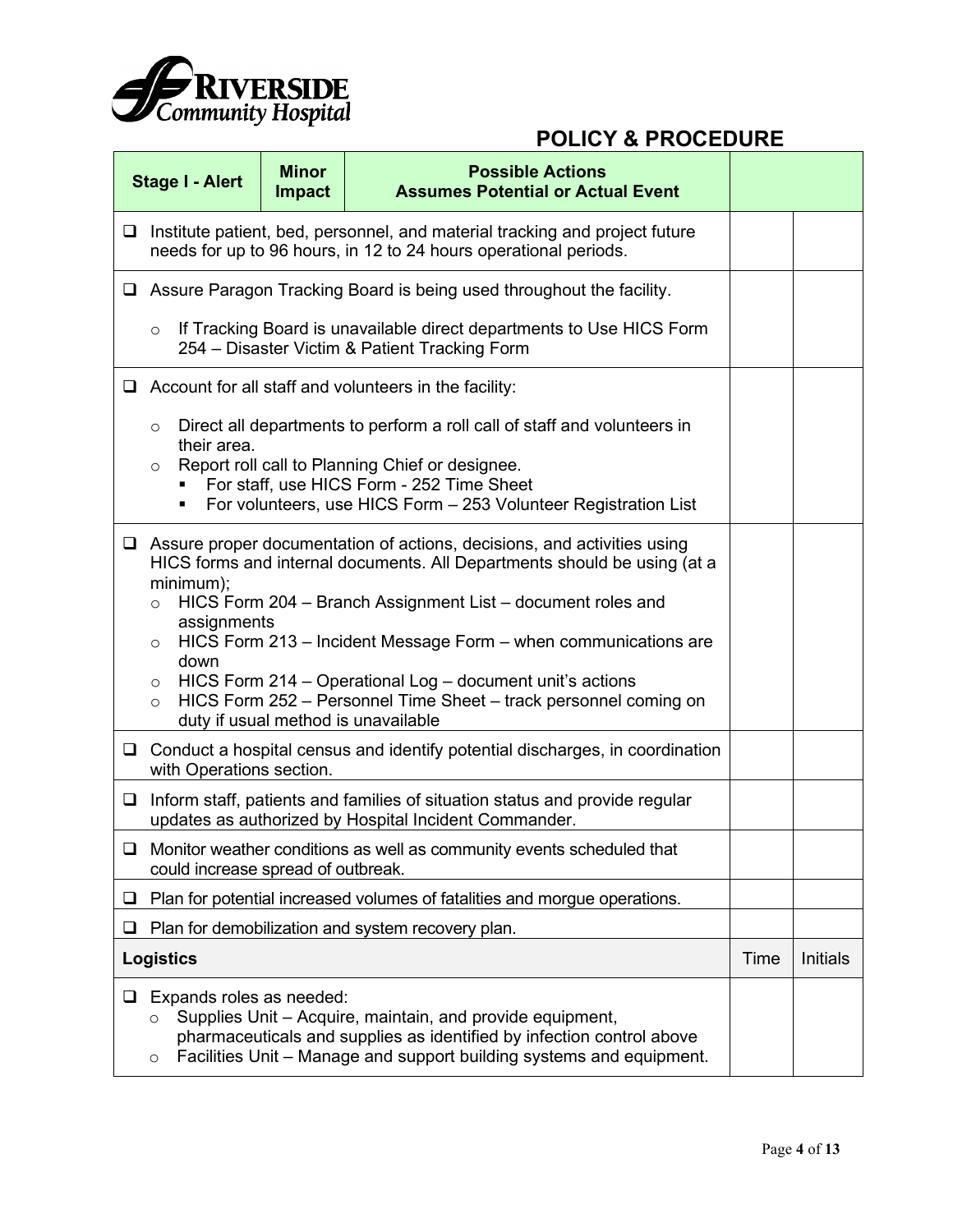## POLICY & PROCEDURE

| Stage I - Alert | Minor Impact | Possible Actions Assumes Potential or Actual Event | | |
|---|---|---|---|---|
| ❑ Institute patient, bed, personnel, and material tracking and project future needs for up to 96 hours, in 12 to 24 hours operational periods. | | | | |
| ❑ Assure Paragon Tracking Board is being used throughout the facility.<br>○ If Tracking Board is unavailable direct departments to Use HICS Form 254 – Disaster Victim & Patient Tracking Form | | | | |
| ❑ Account for all staff and volunteers in the facility:<br>○ Direct all departments to perform a roll call of staff and volunteers in their area.<br>○ Report roll call to Planning Chief or designee.<br>▪ For staff, use HICS Form - 252 Time Sheet<br>▪ For volunteers, use HICS Form – 253 Volunteer Registration List | | | | |
| ❑ Assure proper documentation of actions, decisions, and activities using HICS forms and internal documents. All Departments should be using (at a minimum);<br>○ HICS Form 204 – Branch Assignment List – document roles and assignments<br>○ HICS Form 213 – Incident Message Form – when communications are down<br>○ HICS Form 214 – Operational Log – document unit's actions<br>○ HICS Form 252 – Personnel Time Sheet – track personnel coming on duty if usual method is unavailable | | | | |
| ❑ Conduct a hospital census and identify potential discharges, in coordination with Operations section. | | | | |
| ❑ Inform staff, patients and families of situation status and provide regular updates as authorized by Hospital Incident Commander. | | | | |
| ❑ Monitor weather conditions as well as community events scheduled that could increase spread of outbreak. | | | | |
| ❑ Plan for potential increased volumes of fatalities and morgue operations. | | | | |
| ❑ Plan for demobilization and system recovery plan. | | | | |
| **Logistics** | | | Time | Initials |
| ❑ Expands roles as needed:<br>○ Supplies Unit – Acquire, maintain, and provide equipment, pharmaceuticals and supplies as identified by infection control above<br>○ Facilities Unit – Manage and support building systems and equipment. | | | | |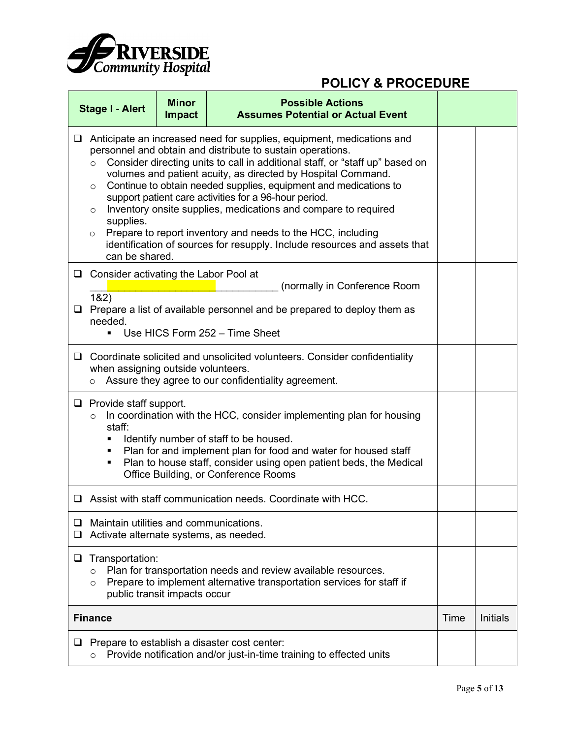**POLICY & PROCEDURE**

| Stage I - Alert | Minor Impact | Possible Actions<br>Assumes Potential or Actual Event | | |
|---|---|---|---|---|
| ❑ Anticipate an increased need for supplies, equipment, medications and personnel and obtain and distribute to sustain operations.<br>○ Consider directing units to call in additional staff, or "staff up" based on volumes and patient acuity, as directed by Hospital Command.<br>○ Continue to obtain needed supplies, equipment and medications to support patient care activities for a 96-hour period.<br>○ Inventory onsite supplies, medications and compare to required supplies.<br>○ Prepare to report inventory and needs to the HCC, including identification of sources for resupply. Include resources and assets that can be shared. | | | | |
| ❑ Consider activating the Labor Pool at ______________________________ (normally in Conference Room 1&2)<br>❑ Prepare a list of available personnel and be prepared to deploy them as needed.<br>▪ Use HICS Form 252 – Time Sheet | | | | |
| ❑ Coordinate solicited and unsolicited volunteers. Consider confidentiality when assigning outside volunteers.<br>○ Assure they agree to our confidentiality agreement. | | | | |
| ❑ Provide staff support.<br>○ In coordination with the HCC, consider implementing plan for housing staff:<br>▪ Identify number of staff to be housed.<br>▪ Plan for and implement plan for food and water for housed staff<br>▪ Plan to house staff, consider using open patient beds, the Medical Office Building, or Conference Rooms | | | | |
| ❑ Assist with staff communication needs. Coordinate with HCC. | | | | |
| ❑ Maintain utilities and communications.<br>❑ Activate alternate systems, as needed. | | | | |
| ❑ Transportation:<br>○ Plan for transportation needs and review available resources.<br>○ Prepare to implement alternative transportation services for staff if public transit impacts occur | | | | |
| **Finance** | | | Time | Initials |
| ❑ Prepare to establish a disaster cost center:<br>○ Provide notification and/or just-in-time training to effected units | | | | |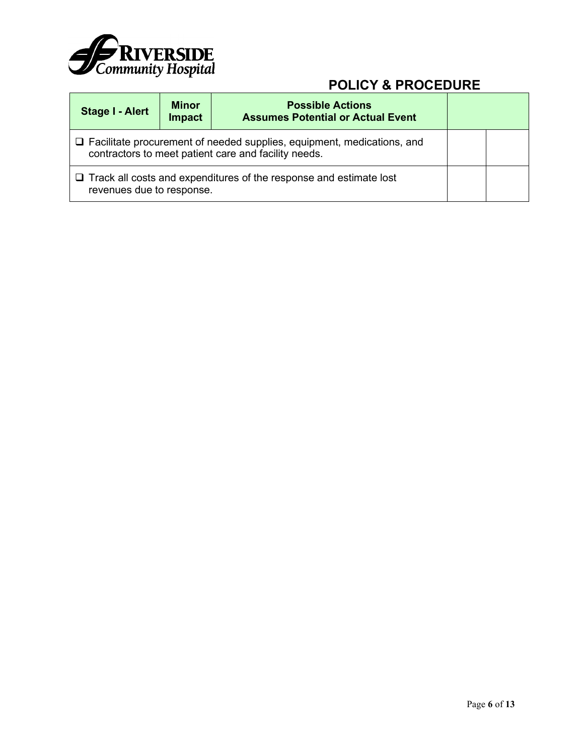**POLICY & PROCEDURE**

| Stage I - Alert | Minor Impact | Possible Actions<br>Assumes Potential or Actual Event | | |
|---|---|---|---|---|
| ❑ Facilitate procurement of needed supplies, equipment, medications, and contractors to meet patient care and facility needs. | | | | |
| ❑ Track all costs and expenditures of the response and estimate lost revenues due to response. | | | | |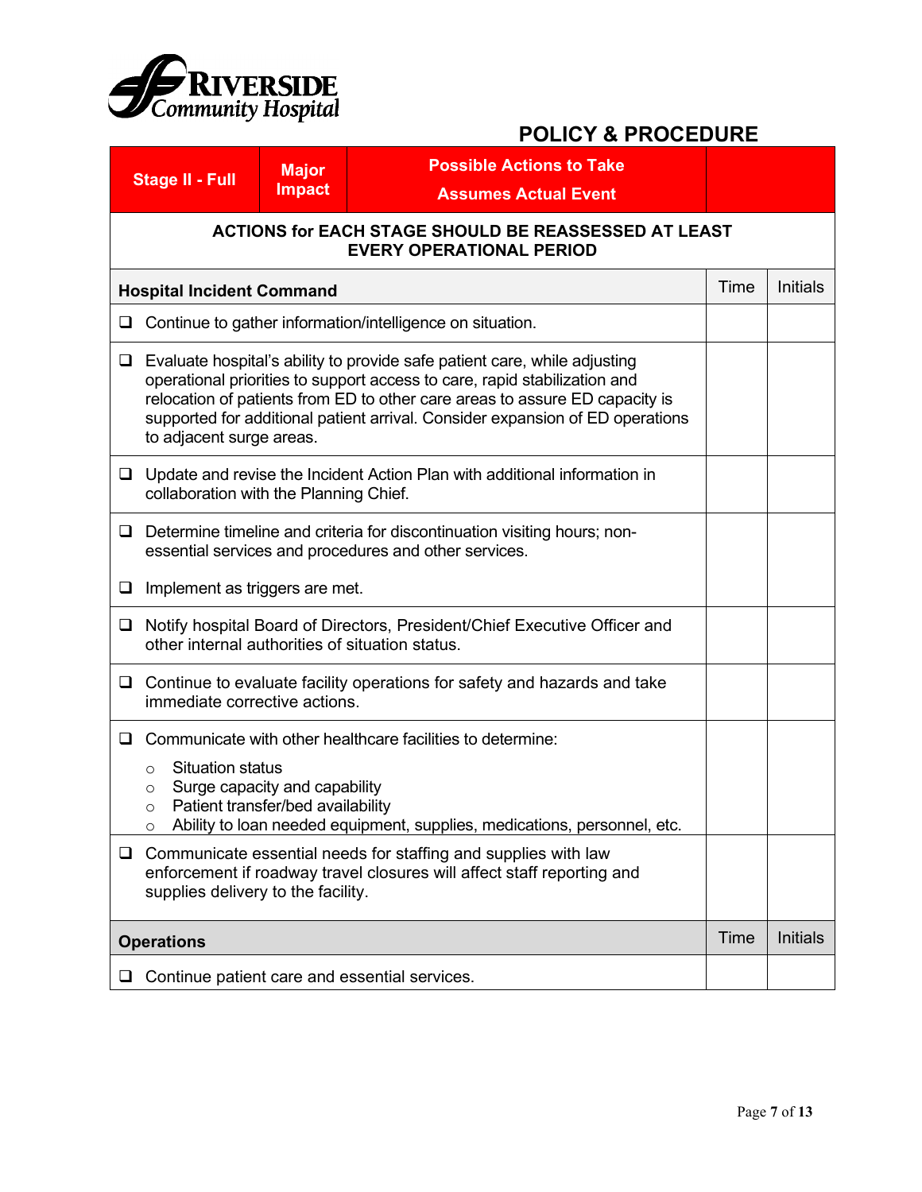**RIVERSIDE Community Hospital**

## POLICY & PROCEDURE

| Stage II - Full | Major Impact | Possible Actions to Take Assumes Actual Event | |
|---|---|---|---|
| **ACTIONS for EACH STAGE SHOULD BE REASSESSED AT LEAST EVERY OPERATIONAL PERIOD** | | | |

| Hospital Incident Command | Time | Initials |
|---|---|---|
| ❑ Continue to gather information/intelligence on situation. | | |
| ❑ Evaluate hospital's ability to provide safe patient care, while adjusting operational priorities to support access to care, rapid stabilization and relocation of patients from ED to other care areas to assure ED capacity is supported for additional patient arrival. Consider expansion of ED operations to adjacent surge areas. | | |
| ❑ Update and revise the Incident Action Plan with additional information in collaboration with the Planning Chief. | | |
| ❑ Determine timeline and criteria for discontinuation visiting hours; non-essential services and procedures and other services.<br>❑ Implement as triggers are met. | | |
| ❑ Notify hospital Board of Directors, President/Chief Executive Officer and other internal authorities of situation status. | | |
| ❑ Continue to evaluate facility operations for safety and hazards and take immediate corrective actions. | | |
| ❑ Communicate with other healthcare facilities to determine:<br>○ Situation status<br>○ Surge capacity and capability<br>○ Patient transfer/bed availability<br>○ Ability to loan needed equipment, supplies, medications, personnel, etc. | | |
| ❑ Communicate essential needs for staffing and supplies with law enforcement if roadway travel closures will affect staff reporting and supplies delivery to the facility. | | |
| **Operations** | **Time** | **Initials** |
| ❑ Continue patient care and essential services. | | |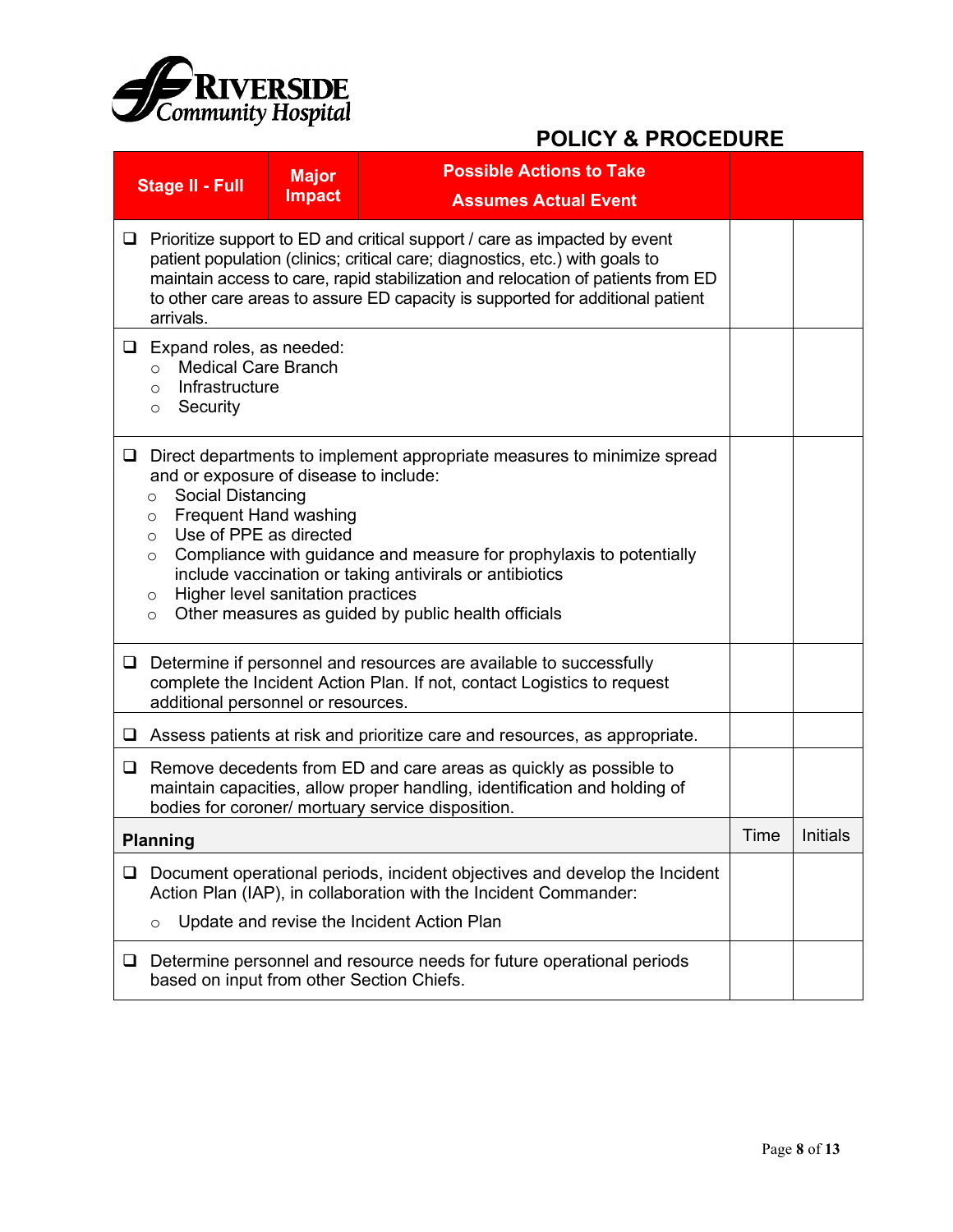**RIVERSIDE Community Hospital**

## POLICY & PROCEDURE

| Stage II - Full | Major Impact | Possible Actions to Take<br>Assumes Actual Event | | |
|---|---|---|---|---|
| ❑ Prioritize support to ED and critical support / care as impacted by event patient population (clinics; critical care; diagnostics, etc.) with goals to maintain access to care, rapid stabilization and relocation of patients from ED to other care areas to assure ED capacity is supported for additional patient arrivals. | | | | |
| ❑ Expand roles, as needed:<br>○ Medical Care Branch<br>○ Infrastructure<br>○ Security | | | | |
| ❑ Direct departments to implement appropriate measures to minimize spread and or exposure of disease to include:<br>○ Social Distancing<br>○ Frequent Hand washing<br>○ Use of PPE as directed<br>○ Compliance with guidance and measure for prophylaxis to potentially include vaccination or taking antivirals or antibiotics<br>○ Higher level sanitation practices<br>○ Other measures as guided by public health officials | | | | |
| ❑ Determine if personnel and resources are available to successfully complete the Incident Action Plan. If not, contact Logistics to request additional personnel or resources. | | | | |
| ❑ Assess patients at risk and prioritize care and resources, as appropriate. | | | | |
| ❑ Remove decedents from ED and care areas as quickly as possible to maintain capacities, allow proper handling, identification and holding of bodies for coroner/ mortuary service disposition. | | | | |
| **Planning** | | | Time | Initials |
| ❑ Document operational periods, incident objectives and develop the Incident Action Plan (IAP), in collaboration with the Incident Commander:<br>○ Update and revise the Incident Action Plan | | | | |
| ❑ Determine personnel and resource needs for future operational periods based on input from other Section Chiefs. | | | | |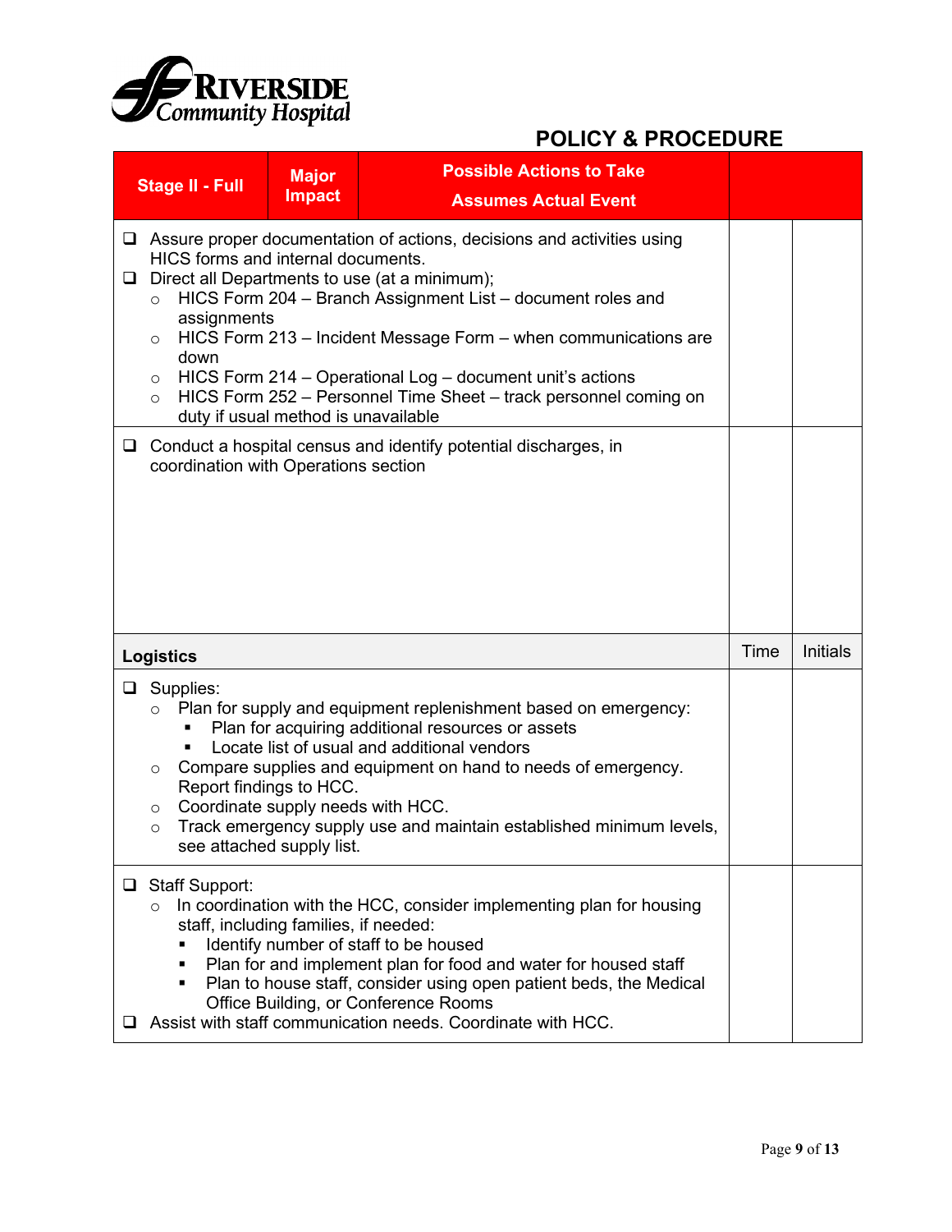**RIVERSIDE Community Hospital**

## POLICY & PROCEDURE

<table>
<tr><th>Stage II - Full</th><th>Major Impact</th><th>Possible Actions to Take<br>Assumes Actual Event</th><th></th><th></th></tr>
<tr><td colspan="3">❑ Assure proper documentation of actions, decisions and activities using HICS forms and internal documents.<br>❑ Direct all Departments to use (at a minimum);<br>○ HICS Form 204 – Branch Assignment List – document roles and assignments<br>○ HICS Form 213 – Incident Message Form – when communications are down<br>○ HICS Form 214 – Operational Log – document unit's actions<br>○ HICS Form 252 – Personnel Time Sheet – track personnel coming on duty if usual method is unavailable</td><td></td><td></td></tr>
<tr><td colspan="3">❑ Conduct a hospital census and identify potential discharges, in coordination with Operations section</td><td></td><td></td></tr>
<tr><td colspan="3"><b>Logistics</b></td><td>Time</td><td>Initials</td></tr>
<tr><td colspan="3">❑ Supplies:<br>○ Plan for supply and equipment replenishment based on emergency:<br>▪ Plan for acquiring additional resources or assets<br>▪ Locate list of usual and additional vendors<br>○ Compare supplies and equipment on hand to needs of emergency. Report findings to HCC.<br>○ Coordinate supply needs with HCC.<br>○ Track emergency supply use and maintain established minimum levels, see attached supply list.</td><td></td><td></td></tr>
<tr><td colspan="3">❑ Staff Support:<br>○ In coordination with the HCC, consider implementing plan for housing staff, including families, if needed:<br>▪ Identify number of staff to be housed<br>▪ Plan for and implement plan for food and water for housed staff<br>▪ Plan to house staff, consider using open patient beds, the Medical Office Building, or Conference Rooms<br>❑ Assist with staff communication needs. Coordinate with HCC.</td><td></td><td></td></tr>
</table>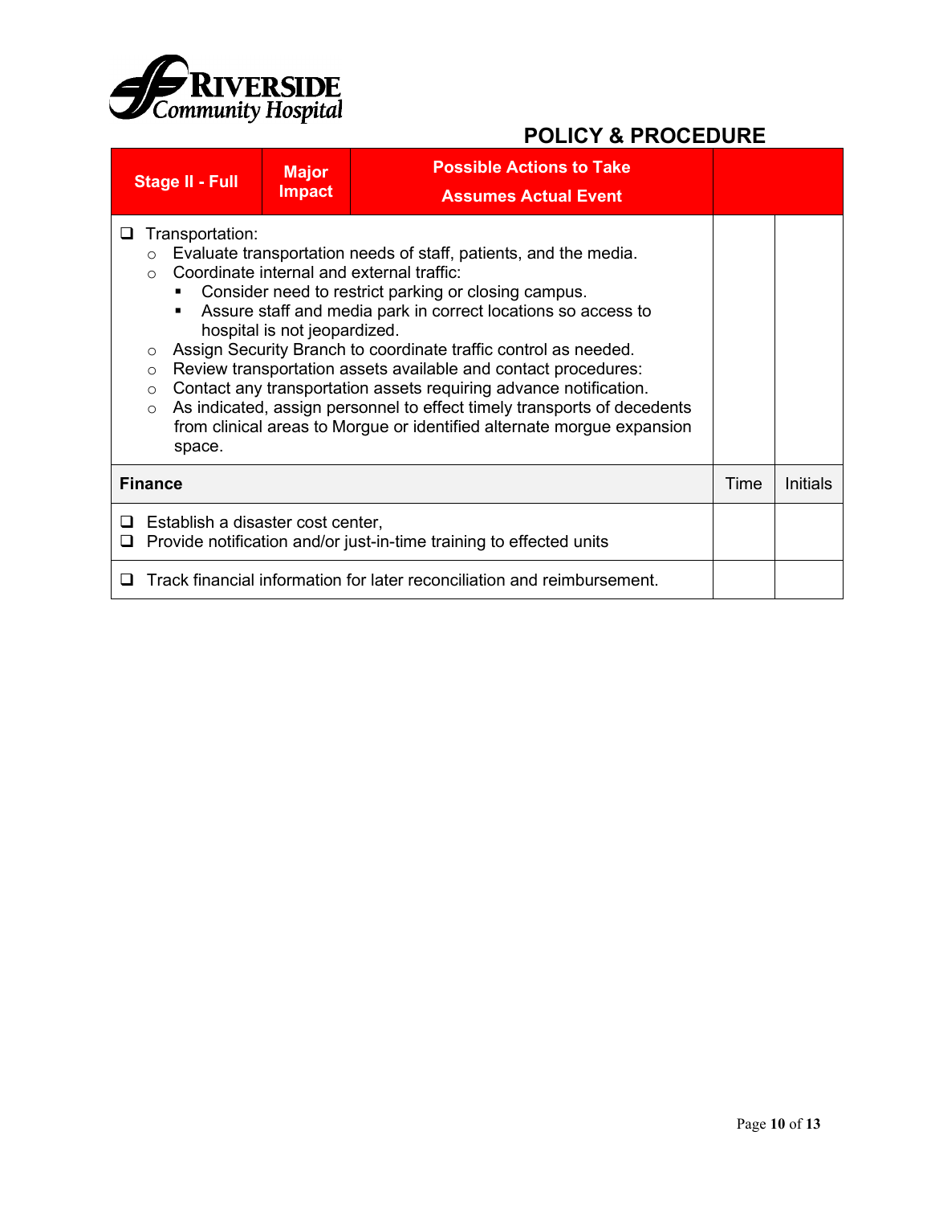**POLICY & PROCEDURE**

| Stage II - Full | Major Impact | Possible Actions to Take<br>Assumes Actual Event | | |
|---|---|---|---|---|
| ❑ Transportation:<br>○ Evaluate transportation needs of staff, patients, and the media.<br>○ Coordinate internal and external traffic:<br>▪ Consider need to restrict parking or closing campus.<br>▪ Assure staff and media park in correct locations so access to hospital is not jeopardized.<br>○ Assign Security Branch to coordinate traffic control as needed.<br>○ Review transportation assets available and contact procedures:<br>○ Contact any transportation assets requiring advance notification.<br>○ As indicated, assign personnel to effect timely transports of decedents from clinical areas to Morgue or identified alternate morgue expansion space. | | | | |
| **Finance** | | | Time | Initials |
| ❑ Establish a disaster cost center,<br>❑ Provide notification and/or just-in-time training to effected units | | | | |
| ❑ Track financial information for later reconciliation and reimbursement. | | | | |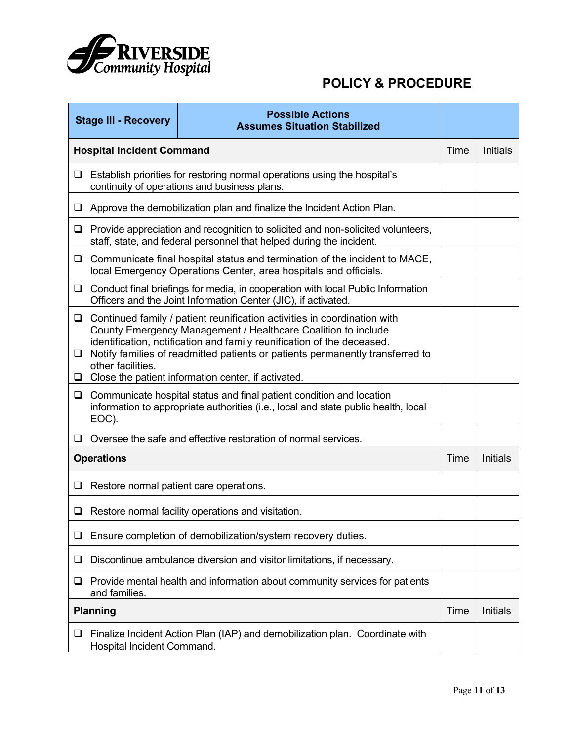**RIVERSIDE Community Hospital**

# POLICY & PROCEDURE

| Stage III - Recovery | Possible Actions<br>Assumes Situation Stabilized | | |
|---|---|---|---|
| **Hospital Incident Command** | | Time | Initials |
| ❑ Establish priorities for restoring normal operations using the hospital's continuity of operations and business plans. | | | |
| ❑ Approve the demobilization plan and finalize the Incident Action Plan. | | | |
| ❑ Provide appreciation and recognition to solicited and non-solicited volunteers, staff, state, and federal personnel that helped during the incident. | | | |
| ❑ Communicate final hospital status and termination of the incident to MACE, local Emergency Operations Center, area hospitals and officials. | | | |
| ❑ Conduct final briefings for media, in cooperation with local Public Information Officers and the Joint Information Center (JIC), if activated. | | | |
| ❑ Continued family / patient reunification activities in coordination with County Emergency Management / Healthcare Coalition to include identification, notification and family reunification of the deceased.<br>❑ Notify families of readmitted patients or patients permanently transferred to other facilities.<br>❑ Close the patient information center, if activated. | | | |
| ❑ Communicate hospital status and final patient condition and location information to appropriate authorities (i.e., local and state public health, local EOC). | | | |
| ❑ Oversee the safe and effective restoration of normal services. | | | |
| **Operations** | | Time | Initials |
| ❑ Restore normal patient care operations. | | | |
| ❑ Restore normal facility operations and visitation. | | | |
| ❑ Ensure completion of demobilization/system recovery duties. | | | |
| ❑ Discontinue ambulance diversion and visitor limitations, if necessary. | | | |
| ❑ Provide mental health and information about community services for patients and families. | | | |
| **Planning** | | Time | Initials |
| ❑ Finalize Incident Action Plan (IAP) and demobilization plan. Coordinate with Hospital Incident Command. | | | |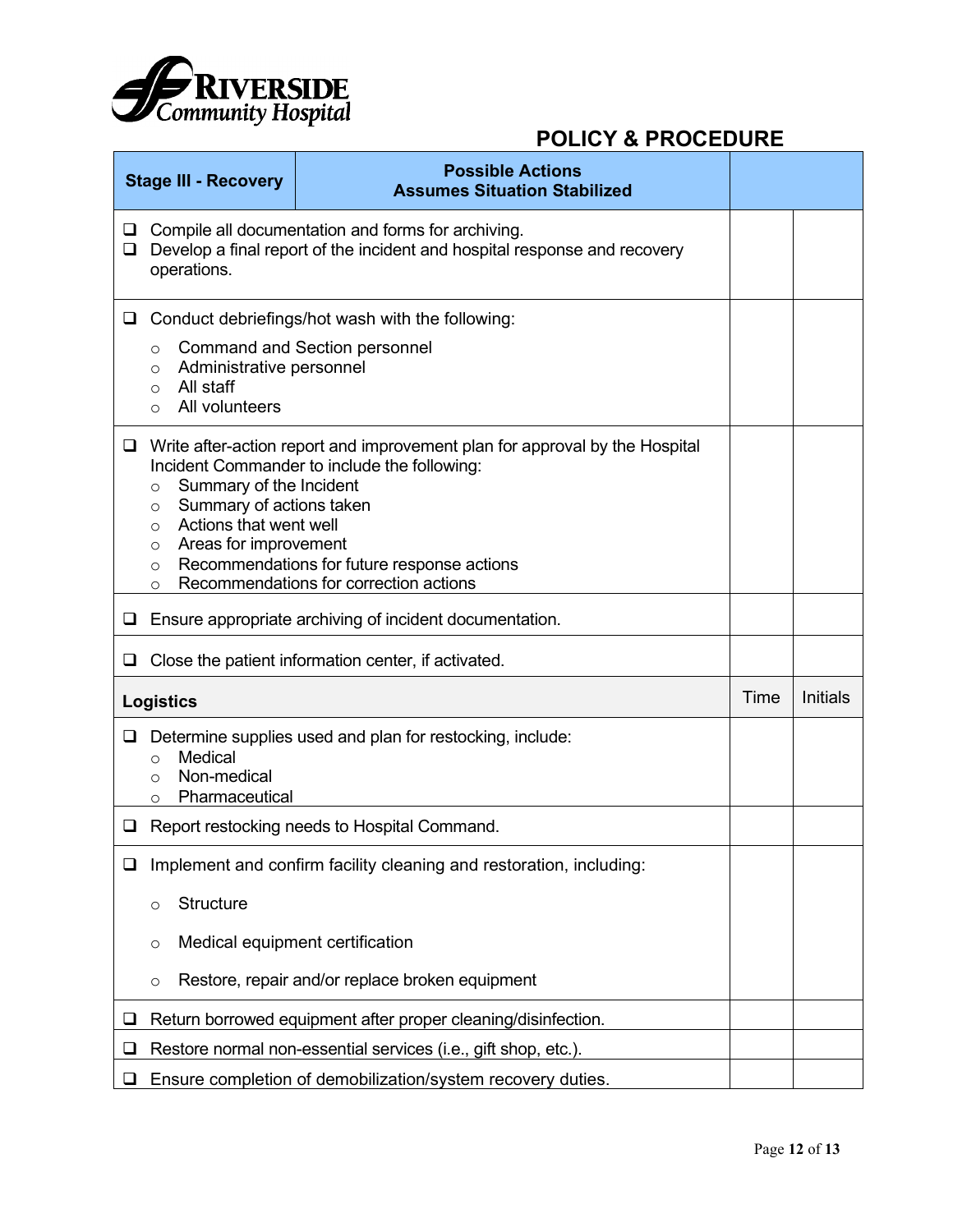**RIVERSIDE Community Hospital**

## POLICY & PROCEDURE

| Stage III - Recovery | Possible Actions<br>Assumes Situation Stabilized | | |
|---|---|---|---|
| ❑ Compile all documentation and forms for archiving.<br>❑ Develop a final report of the incident and hospital response and recovery operations. | | | |
| ❑ Conduct debriefings/hot wash with the following:<br>○ Command and Section personnel<br>○ Administrative personnel<br>○ All staff<br>○ All volunteers | | | |
| ❑ Write after-action report and improvement plan for approval by the Hospital Incident Commander to include the following:<br>○ Summary of the Incident<br>○ Summary of actions taken<br>○ Actions that went well<br>○ Areas for improvement<br>○ Recommendations for future response actions<br>○ Recommendations for correction actions | | | |
| ❑ Ensure appropriate archiving of incident documentation. | | | |
| ❑ Close the patient information center, if activated. | | | |
| **Logistics** | | Time | Initials |
| ❑ Determine supplies used and plan for restocking, include:<br>○ Medical<br>○ Non-medical<br>○ Pharmaceutical | | | |
| ❑ Report restocking needs to Hospital Command. | | | |
| ❑ Implement and confirm facility cleaning and restoration, including:<br>○ Structure<br>○ Medical equipment certification<br>○ Restore, repair and/or replace broken equipment | | | |
| ❑ Return borrowed equipment after proper cleaning/disinfection. | | | |
| ❑ Restore normal non-essential services (i.e., gift shop, etc.). | | | |
| ❑ Ensure completion of demobilization/system recovery duties. | | | |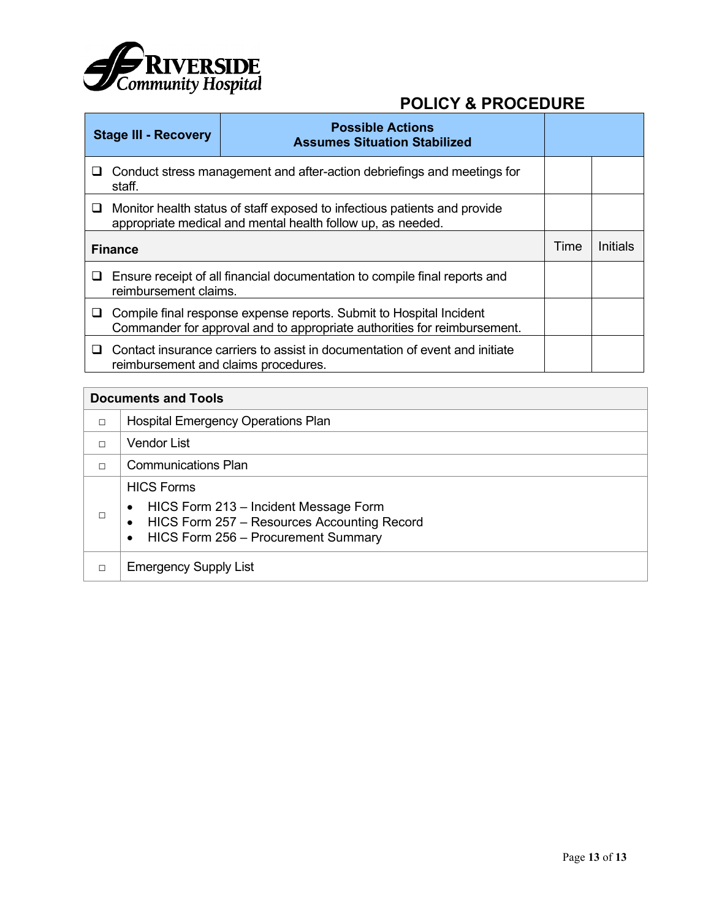# POLICY & PROCEDURE

| Stage III - Recovery | Possible Actions Assumes Situation Stabilized | | |
|---|---|---|---|
| ❑ Conduct stress management and after-action debriefings and meetings for staff. | | | |
| ❑ Monitor health status of staff exposed to infectious patients and provide appropriate medical and mental health follow up, as needed. | | | |
| **Finance** | | Time | Initials |
| ❑ Ensure receipt of all financial documentation to compile final reports and reimbursement claims. | | | |
| ❑ Compile final response expense reports. Submit to Hospital Incident Commander for approval and to appropriate authorities for reimbursement. | | | |
| ❑ Contact insurance carriers to assist in documentation of event and initiate reimbursement and claims procedures. | | | |

| Documents and Tools | |
|---|---|
| □ | Hospital Emergency Operations Plan |
| □ | Vendor List |
| □ | Communications Plan |
| □ | HICS Forms<br>• HICS Form 213 – Incident Message Form<br>• HICS Form 257 – Resources Accounting Record<br>• HICS Form 256 – Procurement Summary |
| □ | Emergency Supply List |